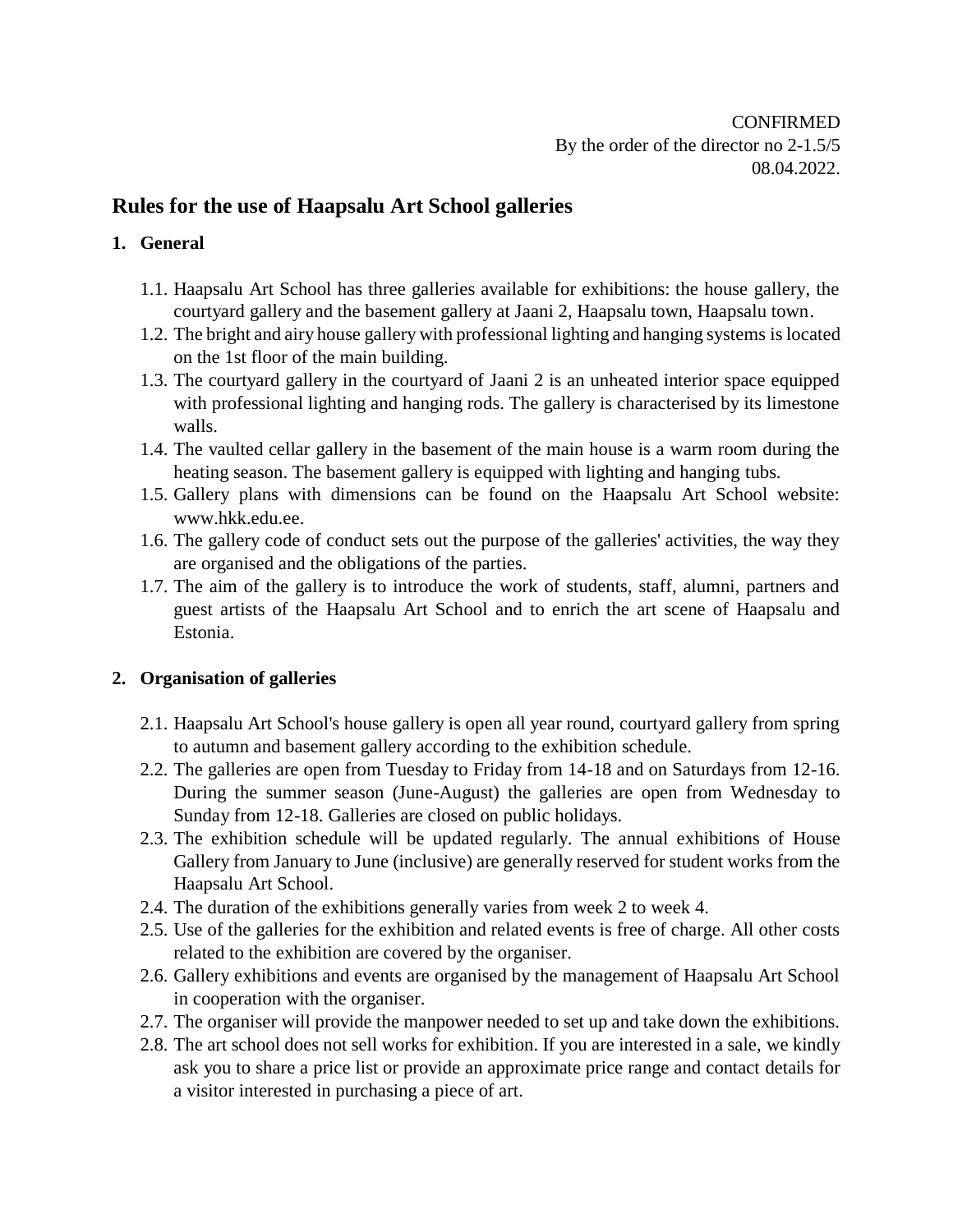CONFIRMED
By the order of the director no 2-1.5/5
08.04.2022.

# Rules for the use of Haapsalu Art School galleries

## 1. General

1.1. Haapsalu Art School has three galleries available for exhibitions: the house gallery, the courtyard gallery and the basement gallery at Jaani 2, Haapsalu town, Haapsalu town.

1.2. The bright and airy house gallery with professional lighting and hanging systems is located on the 1st floor of the main building.

1.3. The courtyard gallery in the courtyard of Jaani 2 is an unheated interior space equipped with professional lighting and hanging rods. The gallery is characterised by its limestone walls.

1.4. The vaulted cellar gallery in the basement of the main house is a warm room during the heating season. The basement gallery is equipped with lighting and hanging tubs.

1.5. Gallery plans with dimensions can be found on the Haapsalu Art School website: www.hkk.edu.ee.

1.6. The gallery code of conduct sets out the purpose of the galleries' activities, the way they are organised and the obligations of the parties.

1.7. The aim of the gallery is to introduce the work of students, staff, alumni, partners and guest artists of the Haapsalu Art School and to enrich the art scene of Haapsalu and Estonia.

## 2. Organisation of galleries

2.1. Haapsalu Art School's house gallery is open all year round, courtyard gallery from spring to autumn and basement gallery according to the exhibition schedule.

2.2. The galleries are open from Tuesday to Friday from 14-18 and on Saturdays from 12-16. During the summer season (June-August) the galleries are open from Wednesday to Sunday from 12-18. Galleries are closed on public holidays.

2.3. The exhibition schedule will be updated regularly. The annual exhibitions of House Gallery from January to June (inclusive) are generally reserved for student works from the Haapsalu Art School.

2.4. The duration of the exhibitions generally varies from week 2 to week 4.

2.5. Use of the galleries for the exhibition and related events is free of charge. All other costs related to the exhibition are covered by the organiser.

2.6. Gallery exhibitions and events are organised by the management of Haapsalu Art School in cooperation with the organiser.

2.7. The organiser will provide the manpower needed to set up and take down the exhibitions.

2.8. The art school does not sell works for exhibition. If you are interested in a sale, we kindly ask you to share a price list or provide an approximate price range and contact details for a visitor interested in purchasing a piece of art.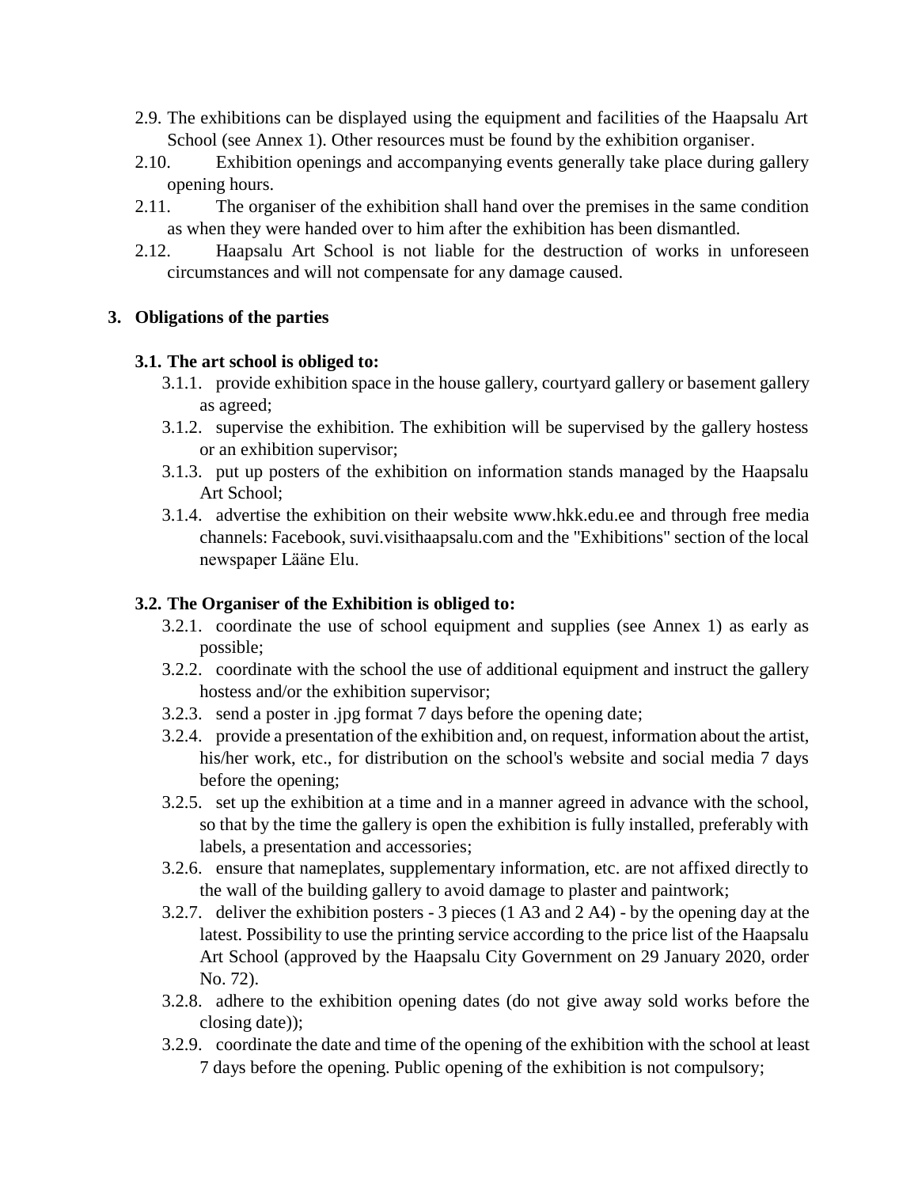2.9. The exhibitions can be displayed using the equipment and facilities of the Haapsalu Art School (see Annex 1). Other resources must be found by the exhibition organiser.

2.10. Exhibition openings and accompanying events generally take place during gallery opening hours.

2.11. The organiser of the exhibition shall hand over the premises in the same condition as when they were handed over to him after the exhibition has been dismantled.

2.12. Haapsalu Art School is not liable for the destruction of works in unforeseen circumstances and will not compensate for any damage caused.

## 3. Obligations of the parties

### 3.1. The art school is obliged to:

3.1.1. provide exhibition space in the house gallery, courtyard gallery or basement gallery as agreed;

3.1.2. supervise the exhibition. The exhibition will be supervised by the gallery hostess or an exhibition supervisor;

3.1.3. put up posters of the exhibition on information stands managed by the Haapsalu Art School;

3.1.4. advertise the exhibition on their website www.hkk.edu.ee and through free media channels: Facebook, suvi.visithaapsalu.com and the "Exhibitions" section of the local newspaper Lääne Elu.

### 3.2. The Organiser of the Exhibition is obliged to:

3.2.1. coordinate the use of school equipment and supplies (see Annex 1) as early as possible;

3.2.2. coordinate with the school the use of additional equipment and instruct the gallery hostess and/or the exhibition supervisor;

3.2.3. send a poster in .jpg format 7 days before the opening date;

3.2.4. provide a presentation of the exhibition and, on request, information about the artist, his/her work, etc., for distribution on the school's website and social media 7 days before the opening;

3.2.5. set up the exhibition at a time and in a manner agreed in advance with the school, so that by the time the gallery is open the exhibition is fully installed, preferably with labels, a presentation and accessories;

3.2.6. ensure that nameplates, supplementary information, etc. are not affixed directly to the wall of the building gallery to avoid damage to plaster and paintwork;

3.2.7. deliver the exhibition posters - 3 pieces (1 A3 and 2 A4) - by the opening day at the latest. Possibility to use the printing service according to the price list of the Haapsalu Art School (approved by the Haapsalu City Government on 29 January 2020, order No. 72).

3.2.8. adhere to the exhibition opening dates (do not give away sold works before the closing date));

3.2.9. coordinate the date and time of the opening of the exhibition with the school at least 7 days before the opening. Public opening of the exhibition is not compulsory;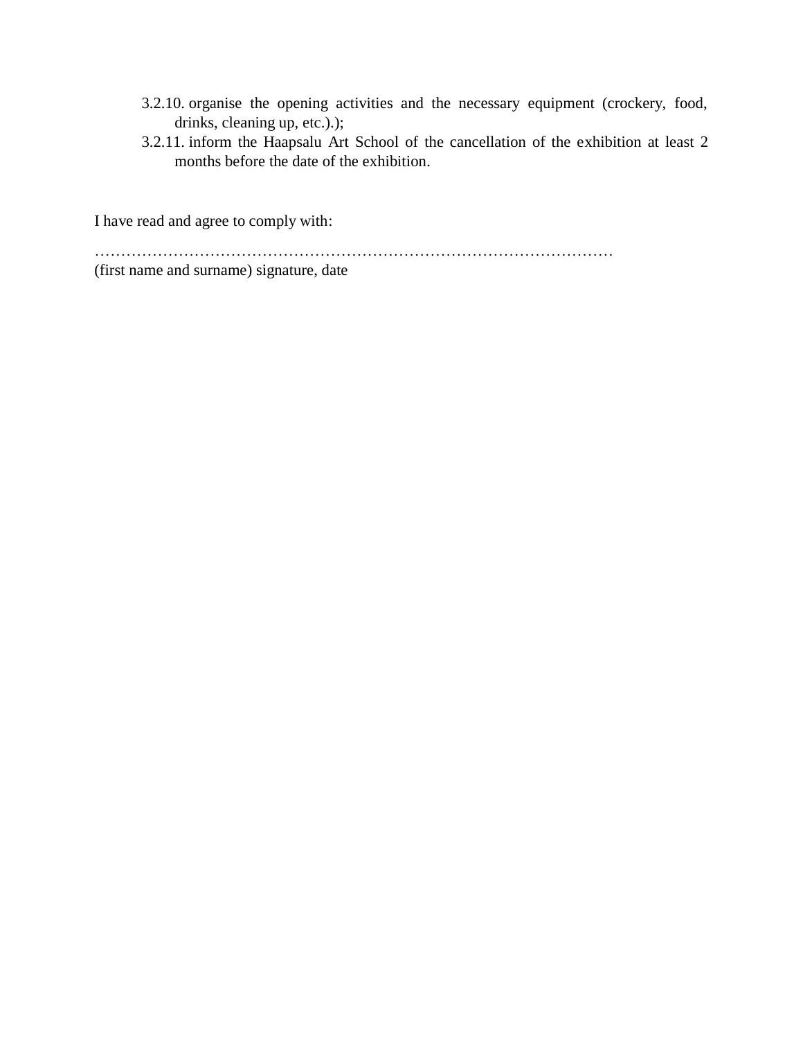3.2.10. organise the opening activities and the necessary equipment (crockery, food, drinks, cleaning up, etc.).);

3.2.11. inform the Haapsalu Art School of the cancellation of the exhibition at least 2 months before the date of the exhibition.

I have read and agree to comply with:

………………………………………………………………………………………

(first name and surname) signature, date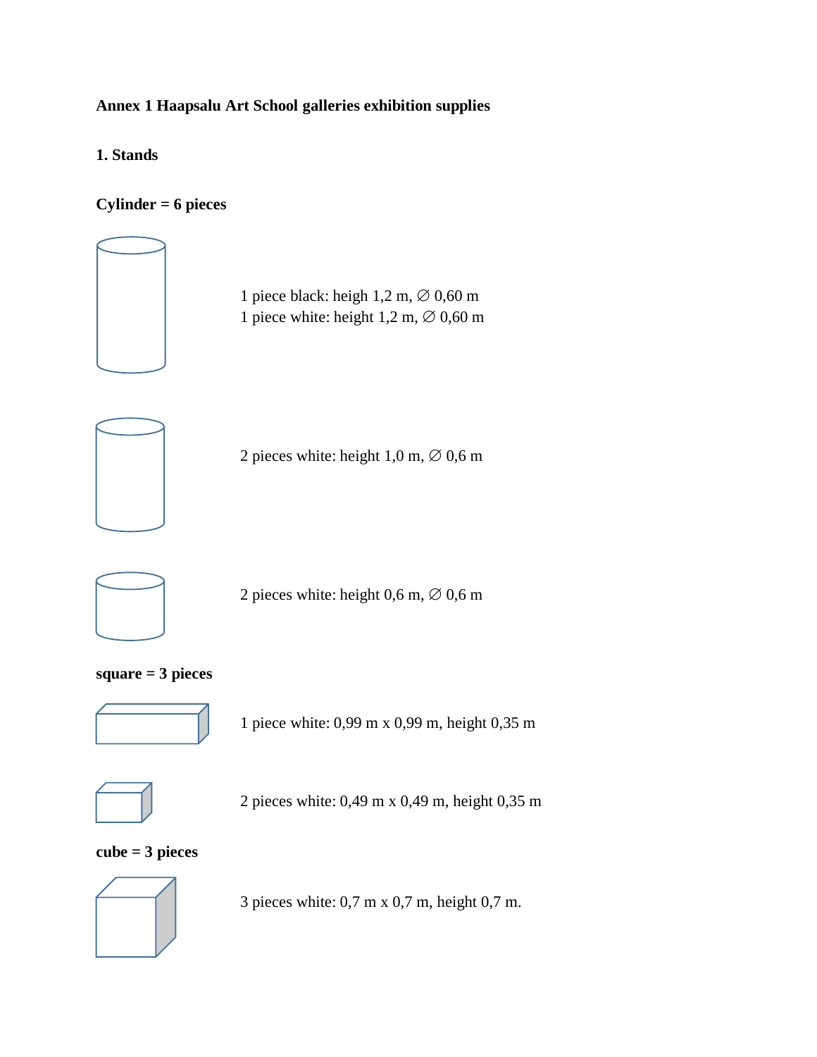**Annex 1 Haapsalu Art School galleries exhibition supplies**

**1. Stands**

**Cylinder = 6 pieces**

1 piece black: heigh 1,2 m, ∅ 0,60 m
1 piece white: height 1,2 m, ∅ 0,60 m

2 pieces white: height 1,0 m, ∅ 0,6 m

2 pieces white: height 0,6 m, ∅ 0,6 m

**square = 3 pieces**

1 piece white: 0,99 m x 0,99 m, height 0,35 m

2 pieces white: 0,49 m x 0,49 m, height 0,35 m

**cube = 3 pieces**

3 pieces white: 0,7 m x 0,7 m, height 0,7 m.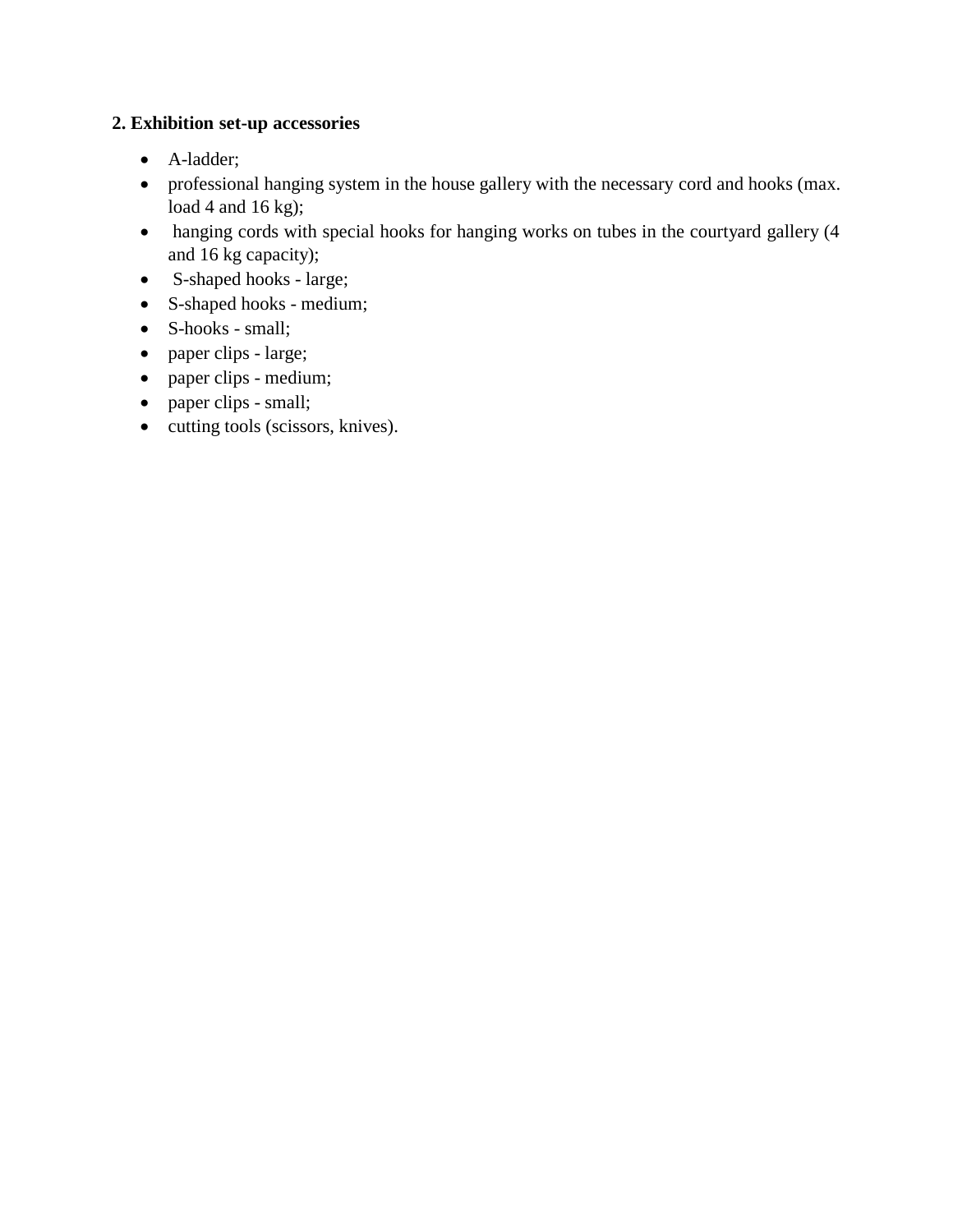**2. Exhibition set-up accessories**

- A-ladder;
- professional hanging system in the house gallery with the necessary cord and hooks (max. load 4 and 16 kg);
- hanging cords with special hooks for hanging works on tubes in the courtyard gallery (4 and 16 kg capacity);
- S-shaped hooks - large;
- S-shaped hooks - medium;
- S-hooks - small;
- paper clips - large;
- paper clips - medium;
- paper clips - small;
- cutting tools (scissors, knives).